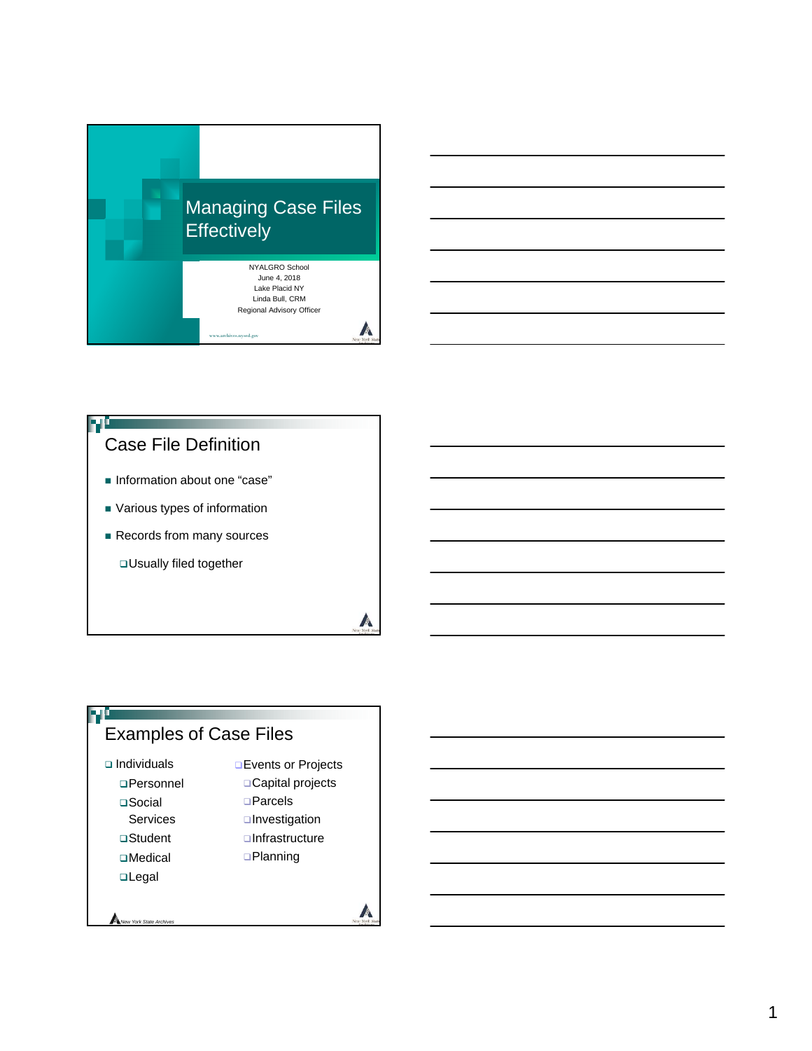# Managing Case Files Effectively

NYALGRO School
June 4, 2018
Lake Placid NY
Linda Bull, CRM
Regional Advisory Officer

www.archives.nysed.gov

## Case File Definition

- Information about one "case"
- Various types of information
- Records from many sources
  - Usually filed together

## Examples of Case Files

- Individuals
  - Personnel
  - Social Services
  - Student
  - Medical
  - Legal
- Events or Projects
  - Capital projects
  - Parcels
  - Investigation
  - Infrastructure
  - Planning

New York State Archives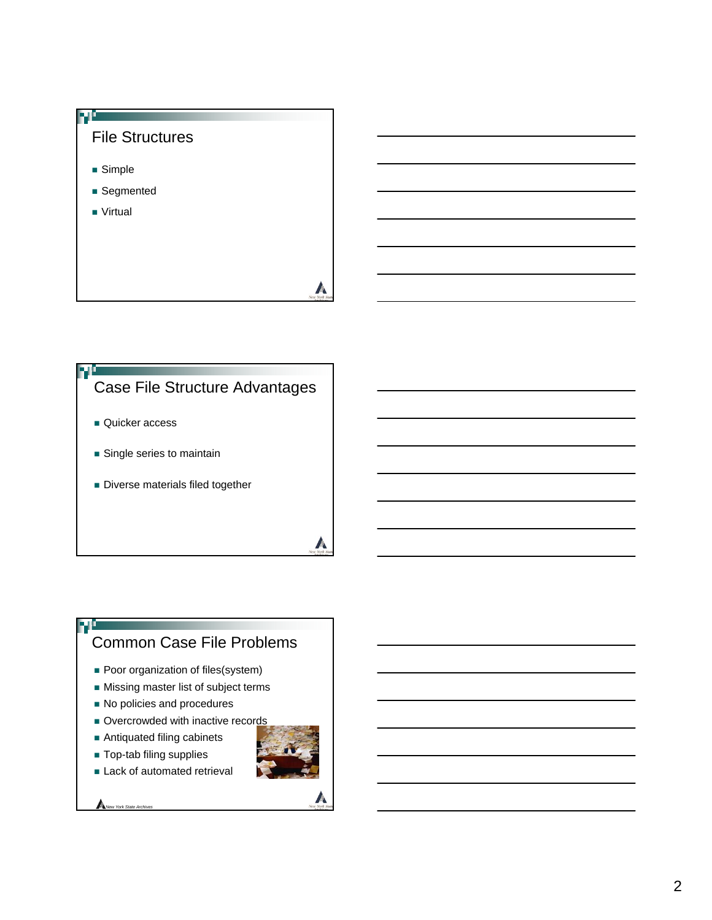## File Structures

- Simple
- Segmented
- Virtual

## Case File Structure Advantages

- Quicker access
- Single series to maintain
- Diverse materials filed together

## Common Case File Problems

- Poor organization of files(system)
- Missing master list of subject terms
- No policies and procedures
- Overcrowded with inactive records
- Antiquated filing cabinets
- Top-tab filing supplies
- Lack of automated retrieval

*New York State Archives*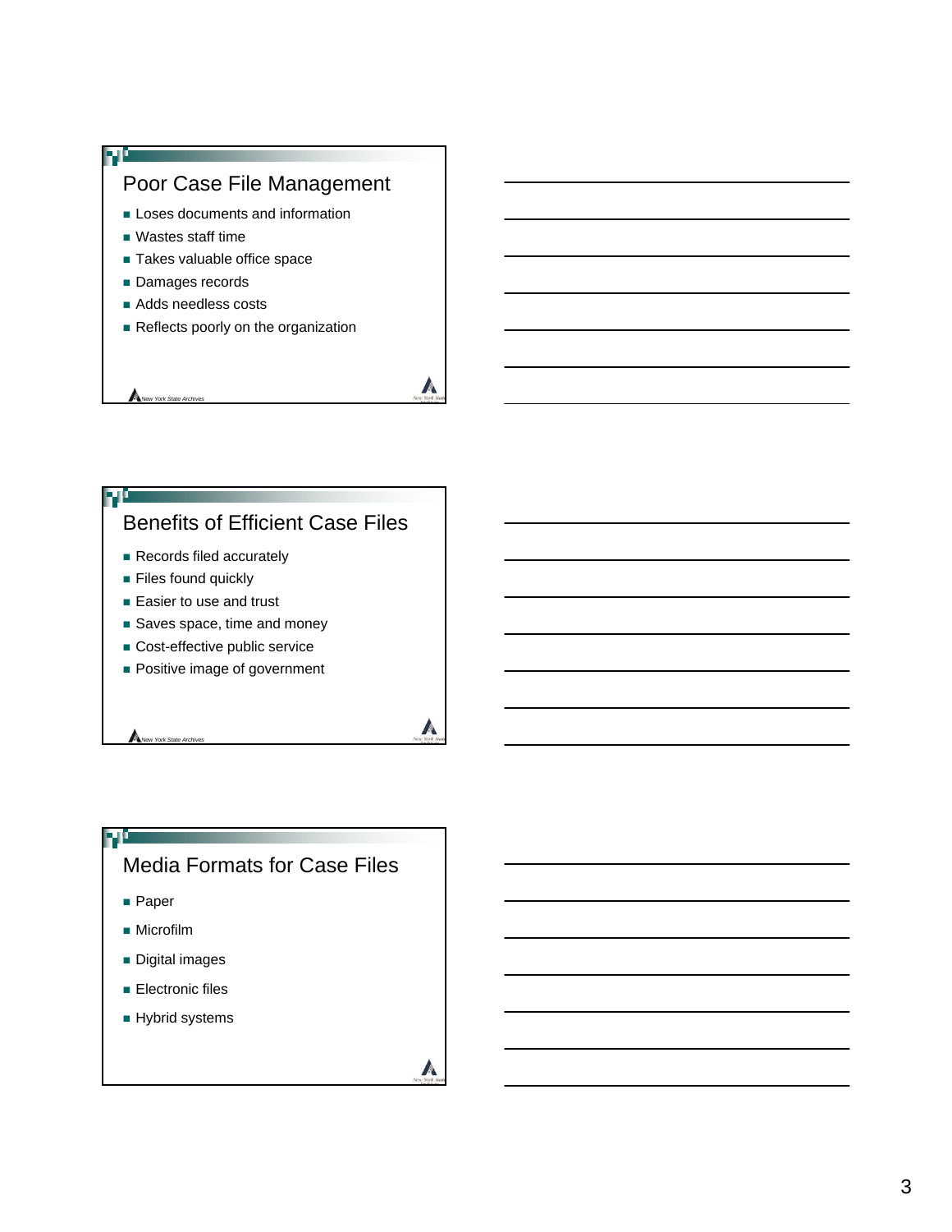## Poor Case File Management

- Loses documents and information
- Wastes staff time
- Takes valuable office space
- Damages records
- Adds needless costs
- Reflects poorly on the organization

New York State Archives

## Benefits of Efficient Case Files

- Records filed accurately
- Files found quickly
- Easier to use and trust
- Saves space, time and money
- Cost-effective public service
- Positive image of government

New York State Archives

## Media Formats for Case Files

- Paper
- Microfilm
- Digital images
- Electronic files
- Hybrid systems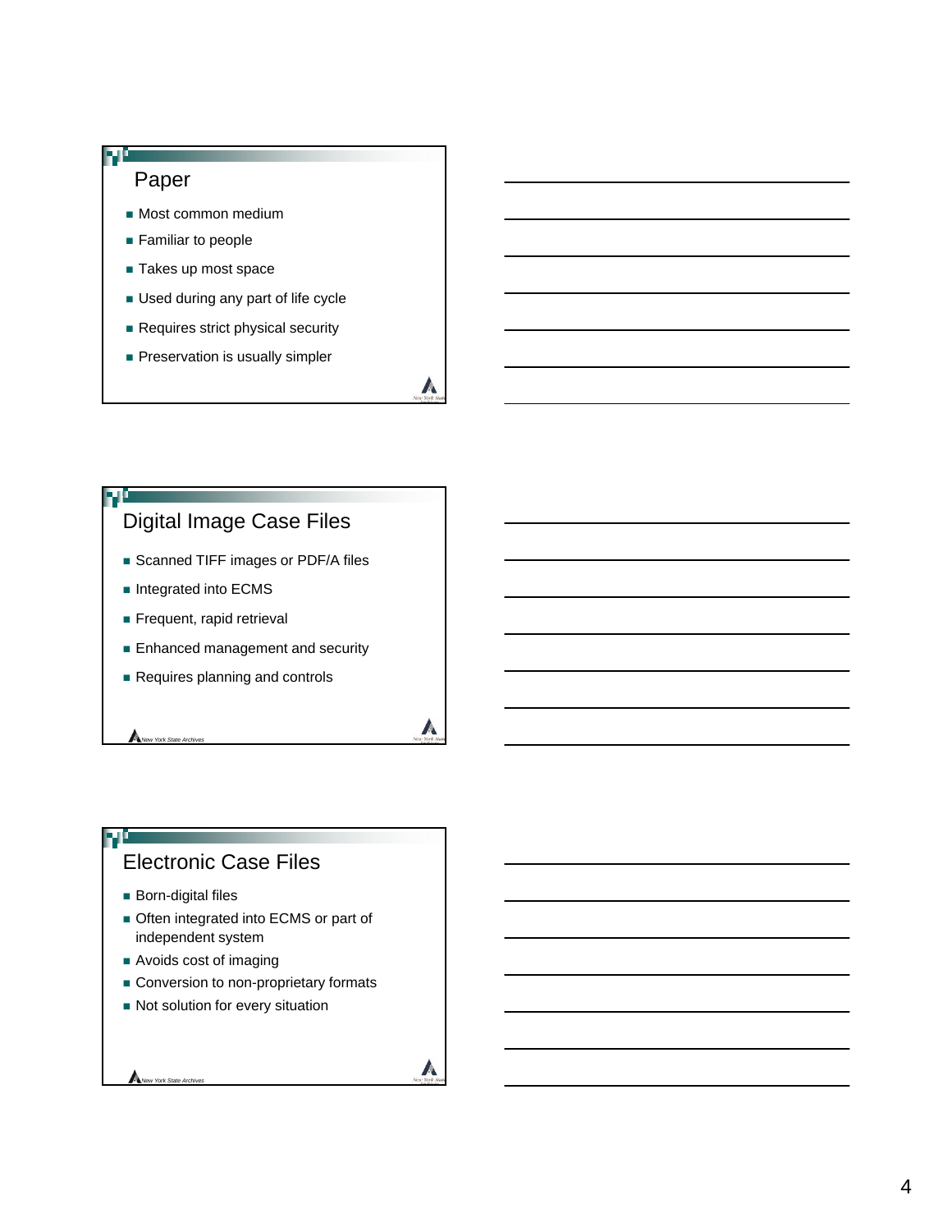## Paper

- Most common medium
- Familiar to people
- Takes up most space
- Used during any part of life cycle
- Requires strict physical security
- Preservation is usually simpler

## Digital Image Case Files

- Scanned TIFF images or PDF/A files
- Integrated into ECMS
- Frequent, rapid retrieval
- Enhanced management and security
- Requires planning and controls

## Electronic Case Files

- Born-digital files
- Often integrated into ECMS or part of independent system
- Avoids cost of imaging
- Conversion to non-proprietary formats
- Not solution for every situation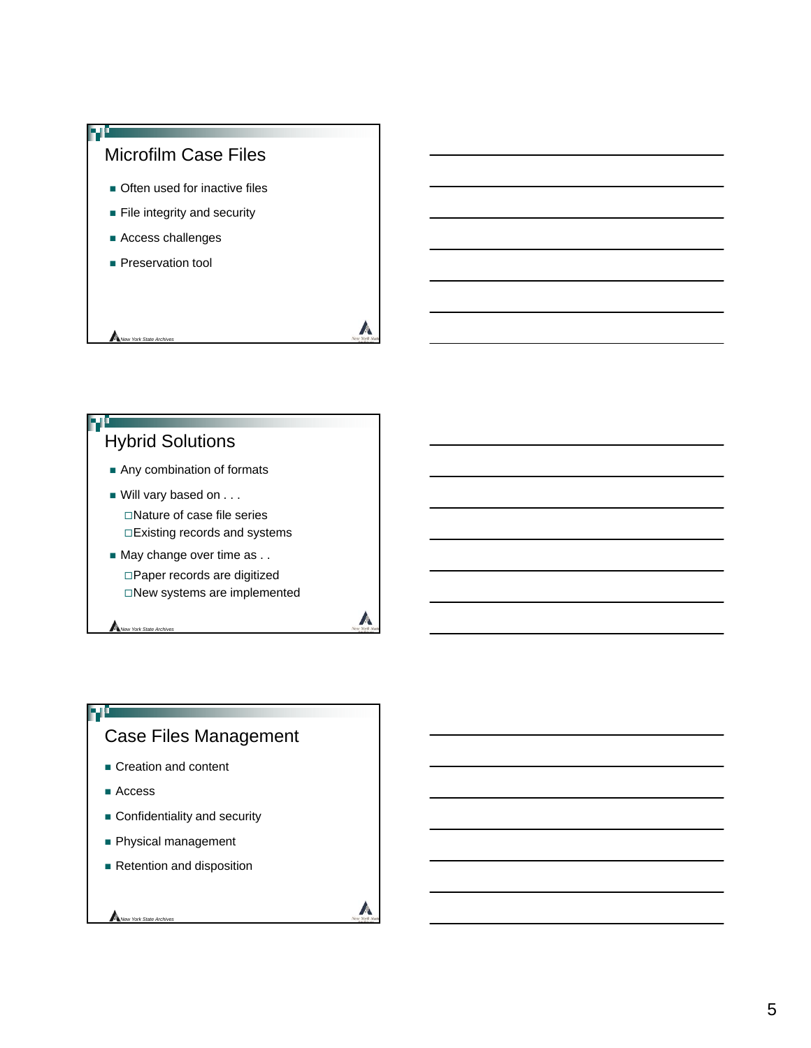## Microfilm Case Files

- Often used for inactive files
- File integrity and security
- Access challenges
- Preservation tool

## Hybrid Solutions

- Any combination of formats
- Will vary based on . . .
  - Nature of case file series
  - Existing records and systems
- May change over time as . .
  - Paper records are digitized
  - New systems are implemented

## Case Files Management

- Creation and content
- Access
- Confidentiality and security
- Physical management
- Retention and disposition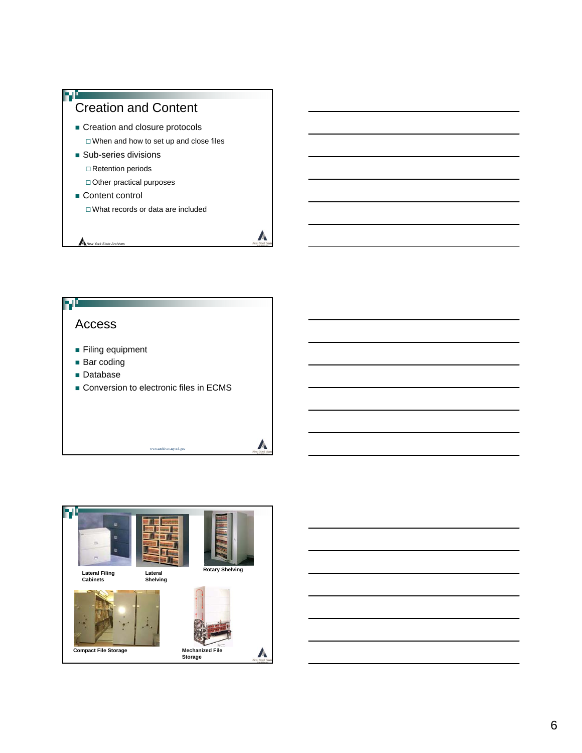## Creation and Content

- Creation and closure protocols
  - When and how to set up and close files
- Sub-series divisions
  - Retention periods
  - Other practical purposes
- Content control
  - What records or data are included

## Access

- Filing equipment
- Bar coding
- Database
- Conversion to electronic files in ECMS

Lateral Filing Cabinets

Lateral Shelving

Rotary Shelving

Compact File Storage

Mechanized File Storage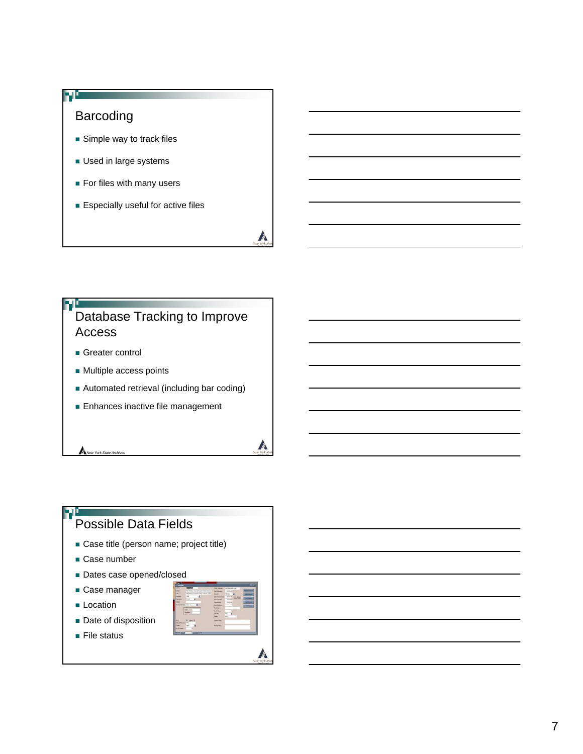## Barcoding

- Simple way to track files
- Used in large systems
- For files with many users
- Especially useful for active files

## Database Tracking to Improve Access

- Greater control
- Multiple access points
- Automated retrieval (including bar coding)
- Enhances inactive file management

New York State Archives

## Possible Data Fields

- Case title (person name; project title)
- Case number
- Dates case opened/closed
- Case manager
- Location
- Date of disposition
- File status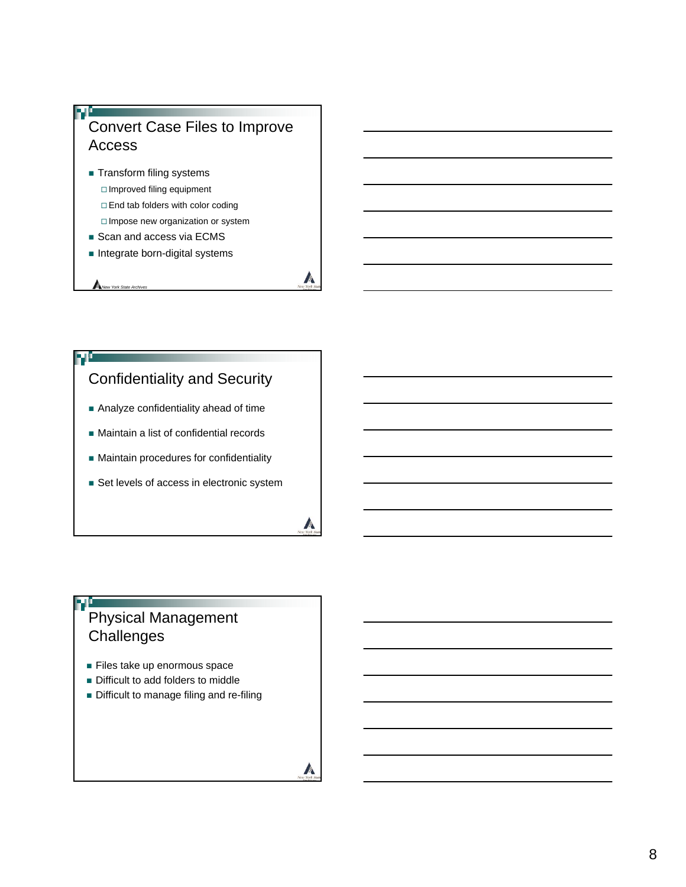## Convert Case Files to Improve Access

- Transform filing systems
  - Improved filing equipment
  - End tab folders with color coding
  - Impose new organization or system
- Scan and access via ECMS
- Integrate born-digital systems

## Confidentiality and Security

- Analyze confidentiality ahead of time
- Maintain a list of confidential records
- Maintain procedures for confidentiality
- Set levels of access in electronic system

## Physical Management Challenges

- Files take up enormous space
- Difficult to add folders to middle
- Difficult to manage filing and re-filing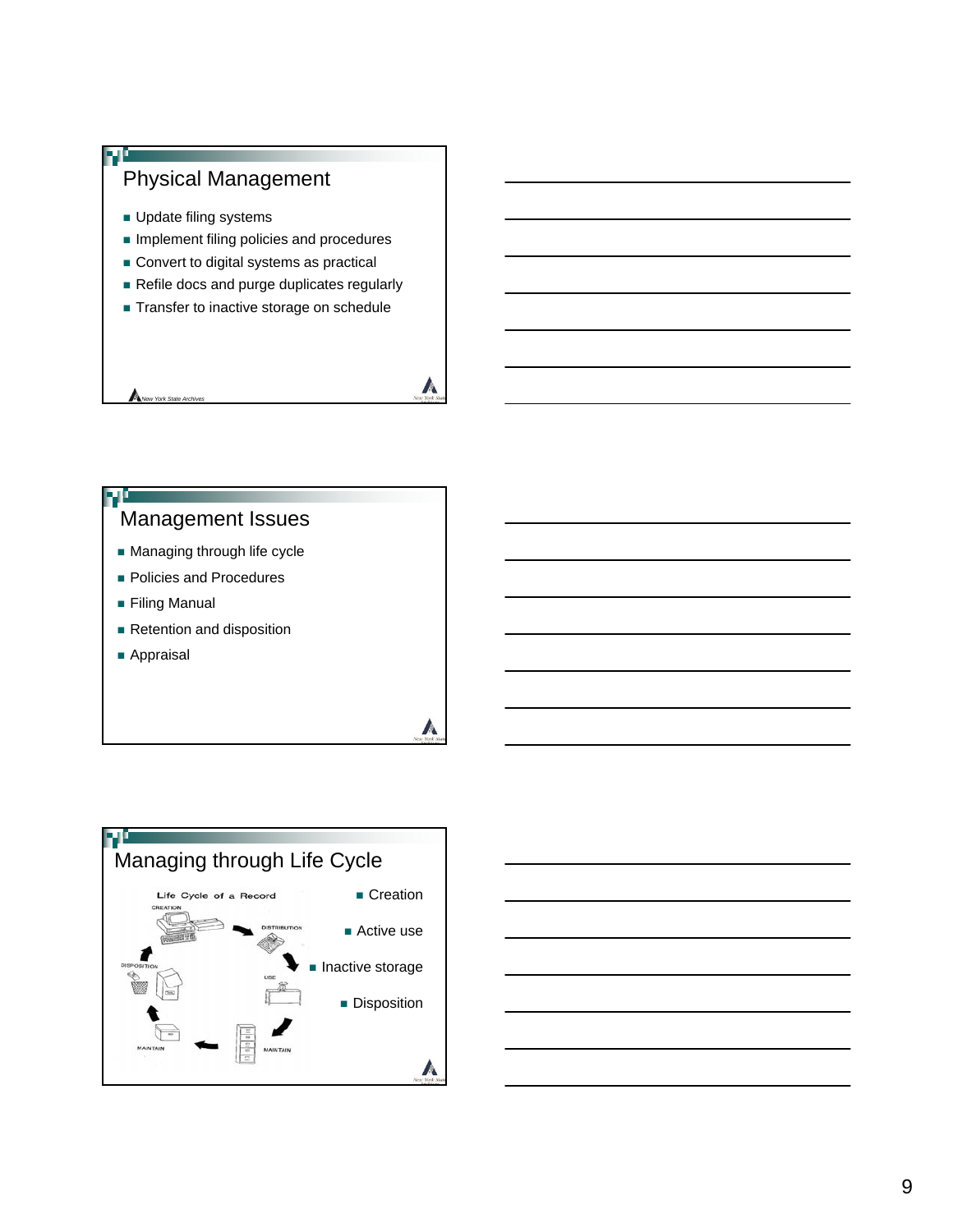## Physical Management

- Update filing systems
- Implement filing policies and procedures
- Convert to digital systems as practical
- Refile docs and purge duplicates regularly
- Transfer to inactive storage on schedule

## Management Issues

- Managing through life cycle
- Policies and Procedures
- Filing Manual
- Retention and disposition
- Appraisal

## Managing through Life Cycle

Life Cycle of a Record

CREATION → DISTRIBUTION → USE → MAINTAIN → MAINTAIN → DISPOSITION

- Creation
- Active use
- Inactive storage
- Disposition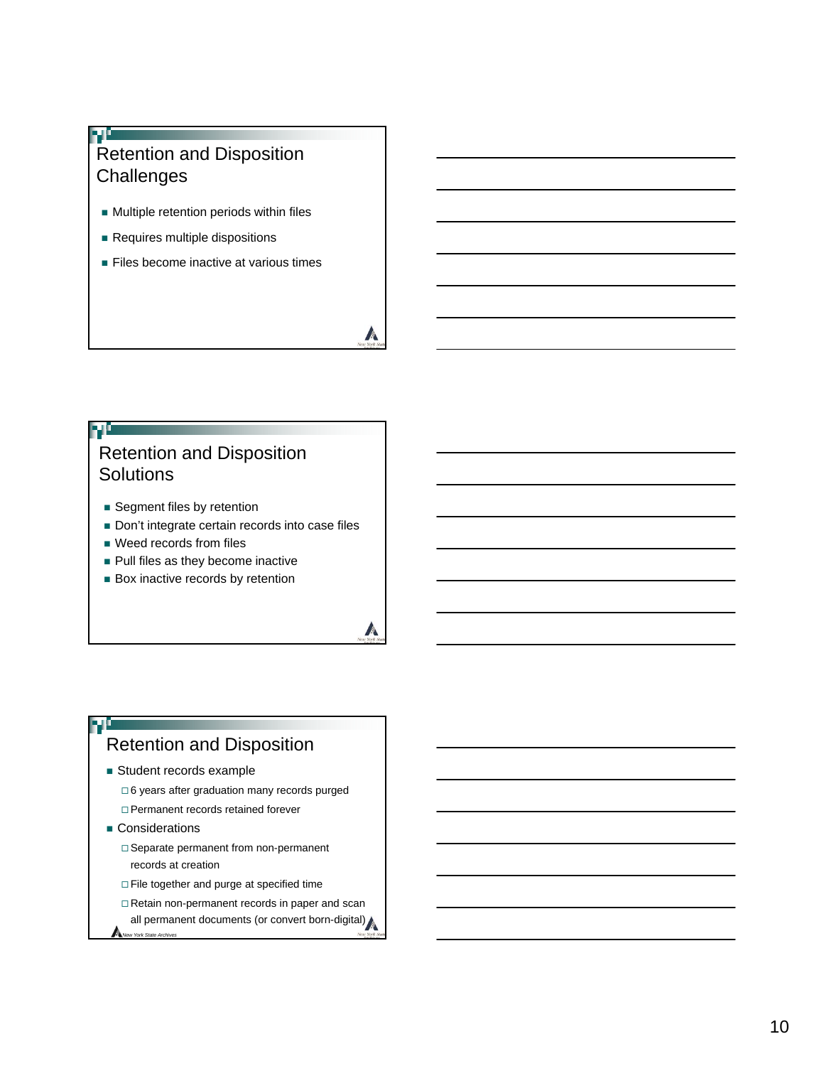## Retention and Disposition Challenges

- Multiple retention periods within files
- Requires multiple dispositions
- Files become inactive at various times

## Retention and Disposition Solutions

- Segment files by retention
- Don't integrate certain records into case files
- Weed records from files
- Pull files as they become inactive
- Box inactive records by retention

## Retention and Disposition

- Student records example
  - 6 years after graduation many records purged
  - Permanent records retained forever
- Considerations
  - Separate permanent from non-permanent records at creation
  - File together and purge at specified time
  - Retain non-permanent records in paper and scan all permanent documents (or convert born-digital)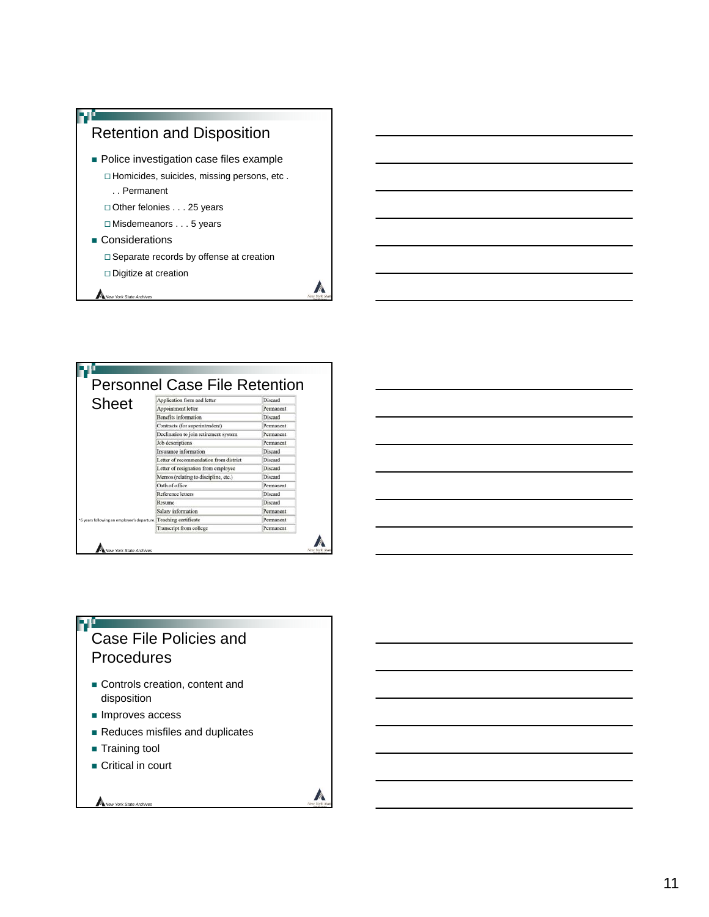## Retention and Disposition

- Police investigation case files example
  - Homicides, suicides, missing persons, etc . . . Permanent
  - Other felonies . . . 25 years
  - Misdemeanors . . . 5 years
- Considerations
  - Separate records by offense at creation
  - Digitize at creation

## Personnel Case File Retention Sheet

| Record | Disposition |
|---|---|
| Application form and letter | Discard |
| Appointment letter | Permanent |
| Benefits information | Discard |
| Contracts (for superintendent) | Permanent |
| Declination to join retirement system | Permanent |
| Job descriptions | Permanent |
| Insurance information | Discard |
| Letter of recommendation from district | Discard |
| Letter of resignation from employee | Discard |
| Memos (relating to discipline, etc.) | Discard |
| Oath of office | Permanent |
| Reference letters | Discard |
| Resume | Discard |
| Salary information | Permanent |
| Teaching certificate | Permanent |
| Transcript from college | Permanent |

*6 years following an employee's departure.

## Case File Policies and Procedures

- Controls creation, content and disposition
- Improves access
- Reduces misfiles and duplicates
- Training tool
- Critical in court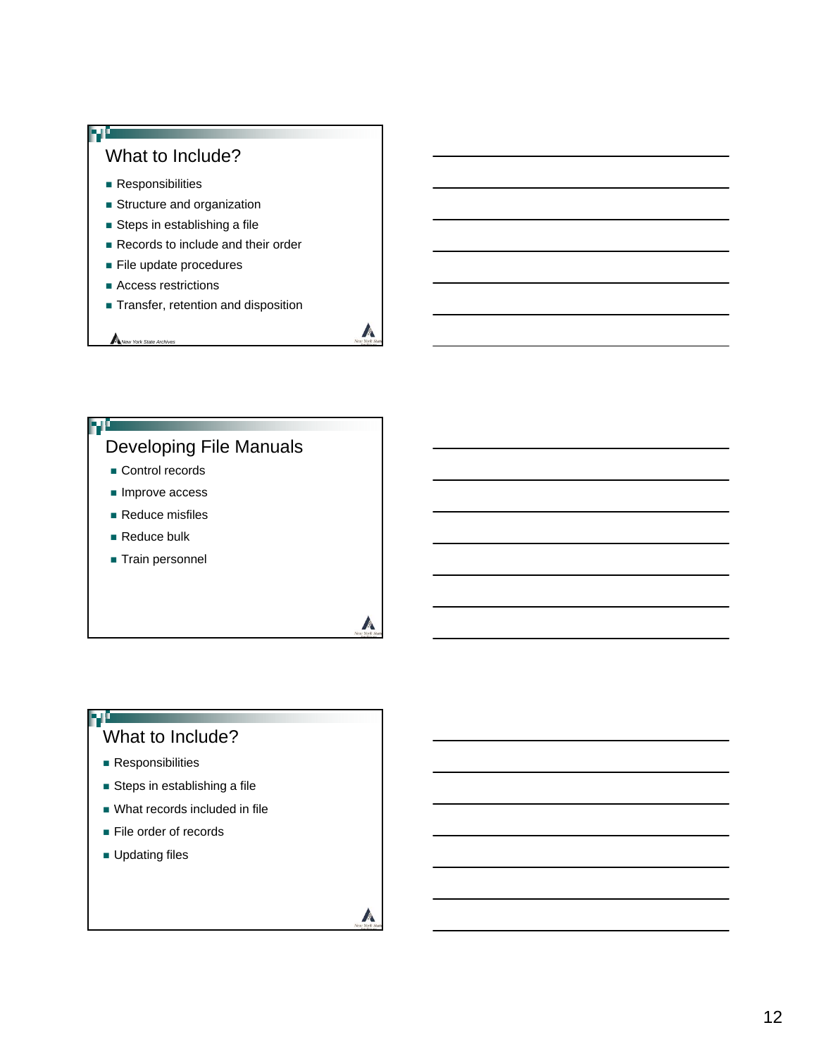## What to Include?

- Responsibilities
- Structure and organization
- Steps in establishing a file
- Records to include and their order
- File update procedures
- Access restrictions
- Transfer, retention and disposition

*New York State Archives*

## Developing File Manuals

- Control records
- Improve access
- Reduce misfiles
- Reduce bulk
- Train personnel

## What to Include?

- Responsibilities
- Steps in establishing a file
- What records included in file
- File order of records
- Updating files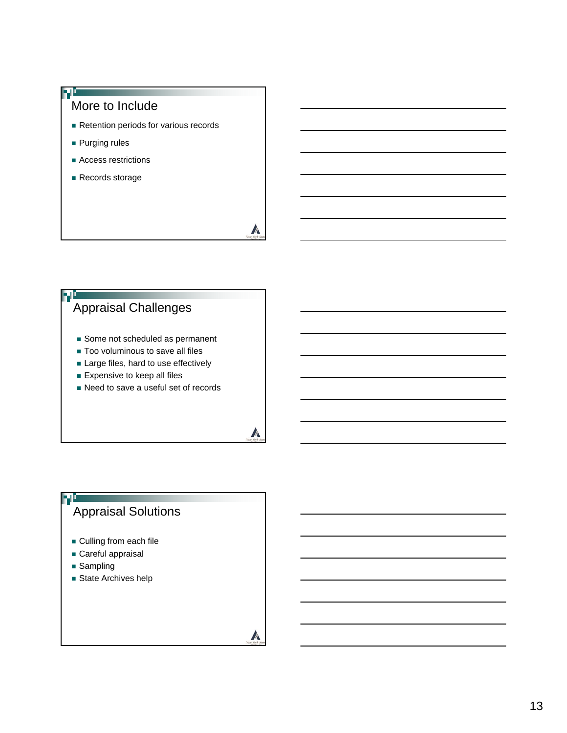## More to Include

- Retention periods for various records
- Purging rules
- Access restrictions
- Records storage

## Appraisal Challenges

- Some not scheduled as permanent
- Too voluminous to save all files
- Large files, hard to use effectively
- Expensive to keep all files
- Need to save a useful set of records

## Appraisal Solutions

- Culling from each file
- Careful appraisal
- Sampling
- State Archives help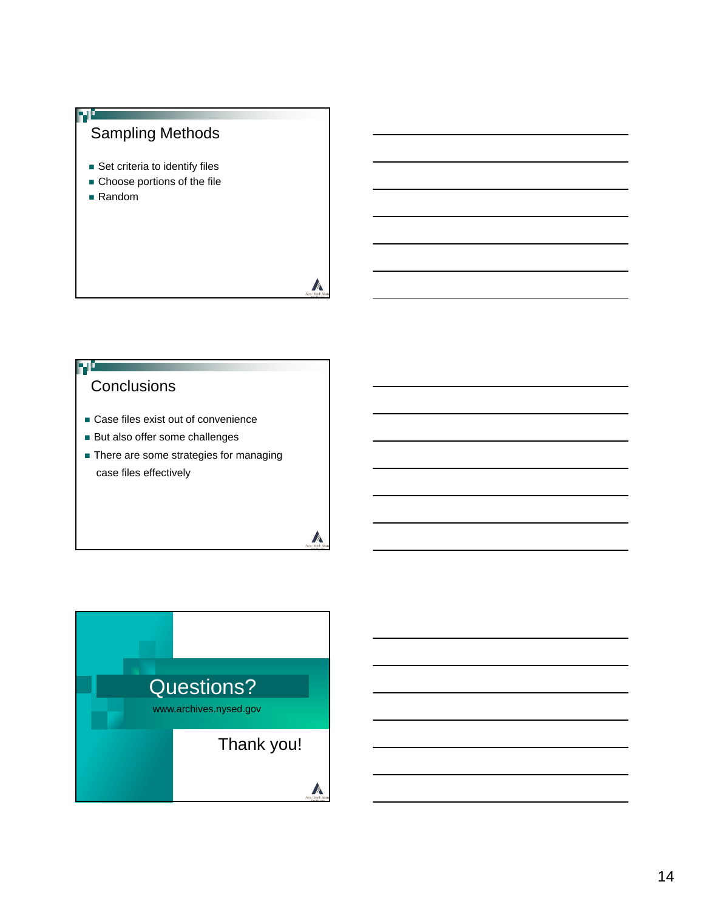## Sampling Methods

- Set criteria to identify files
- Choose portions of the file
- Random

## Conclusions

- Case files exist out of convenience
- But also offer some challenges
- There are some strategies for managing case files effectively

## Questions?

www.archives.nysed.gov

Thank you!